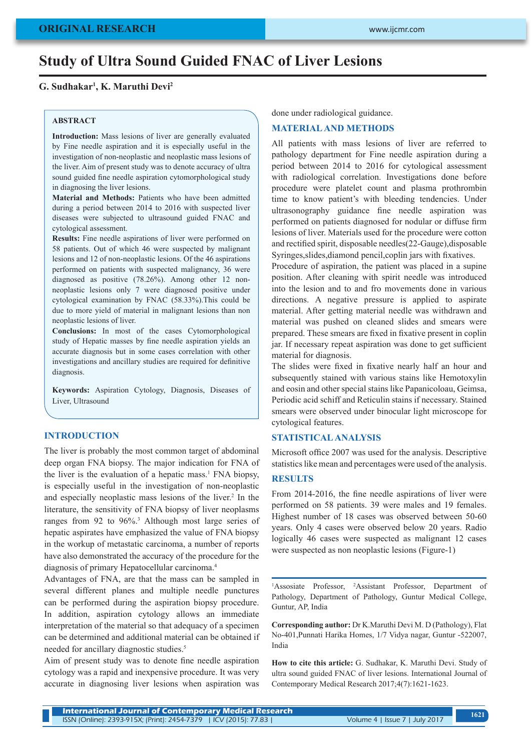ORIGINAL RESEARCH

# Study of Ultra Sound Guided FNAC of Liver Lesions

**G. Sudhakar[1], K. Maruthi Devi[2]**

## ABSTRACT

**Introduction:** Mass lesions of liver are generally evaluated by Fine needle aspiration and it is especially useful in the investigation of non-neoplastic and neoplastic mass lesions of the liver. Aim of present study was to denote accuracy of ultra sound guided fine needle aspiration cytomorphological study in diagnosing the liver lesions.

**Material and Methods:** Patients who have been admitted during a period between 2014 to 2016 with suspected liver diseases were subjected to ultrasound guided FNAC and cytological assessment.

**Results:** Fine needle aspirations of liver were performed on 58 patients. Out of which 46 were suspected by malignant lesions and 12 of non-neoplastic lesions. Of the 46 aspirations performed on patients with suspected malignancy, 36 were diagnosed as positive (78.26%). Among other 12 non-neoplastic lesions only 7 were diagnosed positive under cytological examination by FNAC (58.33%).This could be due to more yield of material in malignant lesions than non neoplastic lesions of liver.

**Conclusions:** In most of the cases Cytomorphological study of Hepatic masses by fine needle aspiration yields an accurate diagnosis but in some cases correlation with other investigations and ancillary studies are required for definitive diagnosis.

**Keywords:** Aspiration Cytology, Diagnosis, Diseases of Liver, Ultrasound

## INTRODUCTION

The liver is probably the most common target of abdominal deep organ FNA biopsy. The major indication for FNA of the liver is the evaluation of a hepatic mass.[1] FNA biopsy, is especially useful in the investigation of non-neoplastic and especially neoplastic mass lesions of the liver.[2] In the literature, the sensitivity of FNA biopsy of liver neoplasms ranges from 92 to 96%.[3] Although most large series of hepatic aspirates have emphasized the value of FNA biopsy in the workup of metastatic carcinoma, a number of reports have also demonstrated the accuracy of the procedure for the diagnosis of primary Hepatocellular carcinoma.[4]

Advantages of FNA, are that the mass can be sampled in several different planes and multiple needle punctures can be performed during the aspiration biopsy procedure. In addition, aspiration cytology allows an immediate interpretation of the material so that adequacy of a specimen can be determined and additional material can be obtained if needed for ancillary diagnostic studies.[5]

Aim of present study was to denote fine needle aspiration cytology was a rapid and inexpensive procedure. It was very accurate in diagnosing liver lesions when aspiration was done under radiological guidance.

## MATERIAL AND METHODS

All patients with mass lesions of liver are referred to pathology department for Fine needle aspiration during a period between 2014 to 2016 for cytological assessment with radiological correlation. Investigations done before procedure were platelet count and plasma prothrombin time to know patient's with bleeding tendencies. Under ultrasonography guidance fine needle aspiration was performed on patients diagnosed for nodular or diffuse firm lesions of liver. Materials used for the procedure were cotton and rectified spirit, disposable needles(22-Gauge),disposable Syringes,slides,diamond pencil,coplin jars with fixatives.

Procedure of aspiration, the patient was placed in a supine position. After cleaning with spirit needle was introduced into the lesion and to and fro movements done in various directions. A negative pressure is applied to aspirate material. After getting material needle was withdrawn and material was pushed on cleaned slides and smears were prepared. These smears are fixed in fixative present in coplin jar. If necessary repeat aspiration was done to get sufficient material for diagnosis.

The slides were fixed in fixative nearly half an hour and subsequently stained with various stains like Hemotoxylin and eosin and other special stains like Papanicoloau, Geimsa, Periodic acid schiff and Reticulin stains if necessary. Stained smears were observed under binocular light microscope for cytological features.

## STATISTICAL ANALYSIS

Microsoft office 2007 was used for the analysis. Descriptive statistics like mean and percentages were used of the analysis.

## RESULTS

From 2014-2016, the fine needle aspirations of liver were performed on 58 patients. 39 were males and 19 females. Highest number of 18 cases was observed between 50-60 years. Only 4 cases were observed below 20 years. Radio logically 46 cases were suspected as malignant 12 cases were suspected as non neoplastic lesions (Figure-1)

---

[1]Assosiate Professor, [2]Assistant Professor, Department of Pathology, Department of Pathology, Guntur Medical College, Guntur, AP, India

**Corresponding author:** Dr K.Maruthi Devi M. D (Pathology), Flat No-401,Punnati Harika Homes, 1/7 Vidya nagar, Guntur -522007, India

**How to cite this article:** G. Sudhakar, K. Maruthi Devi. Study of ultra sound guided FNAC of liver lesions. International Journal of Contemporary Medical Research 2017;4(7):1621-1623.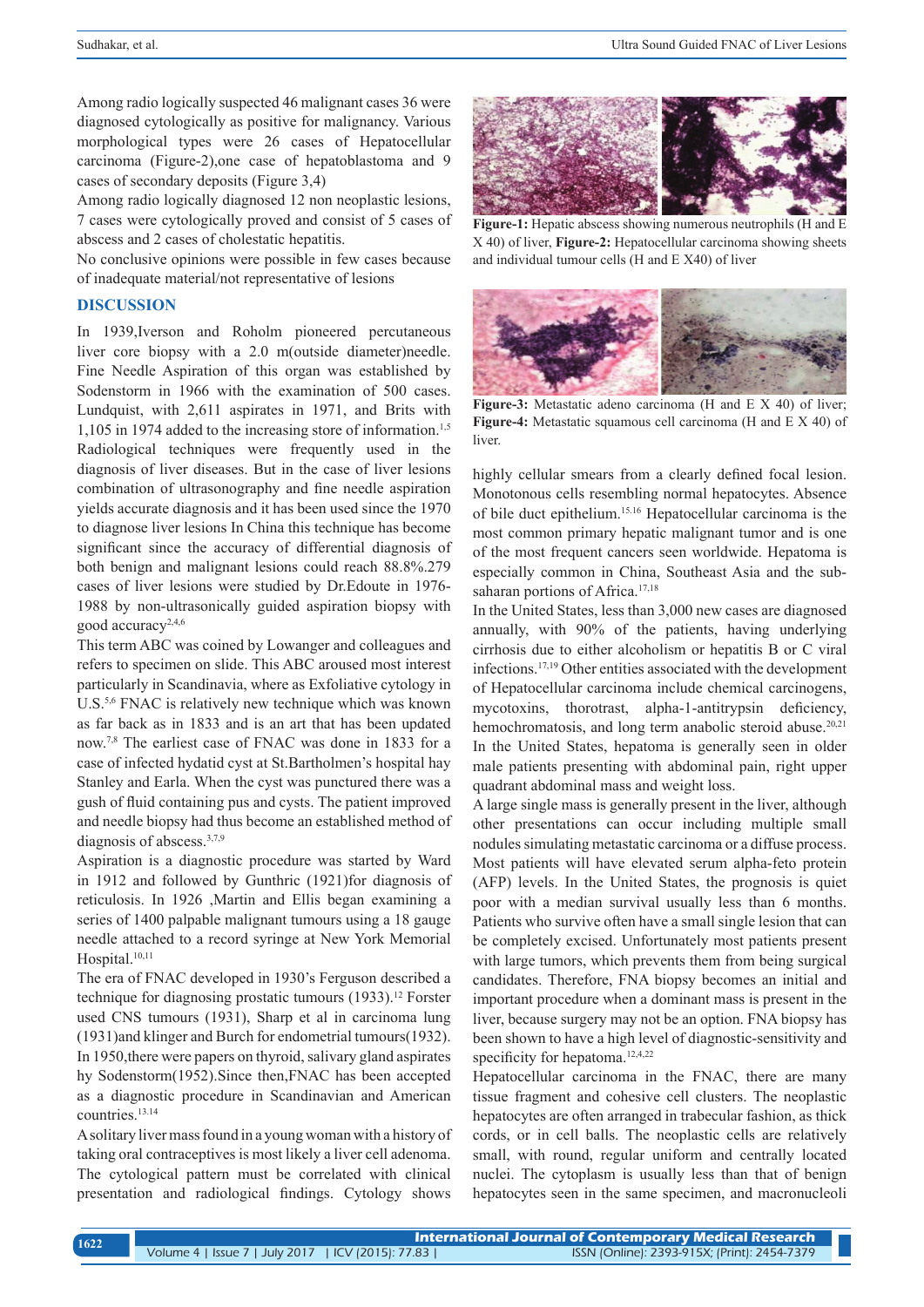Among radio logically suspected 46 malignant cases 36 were diagnosed cytologically as positive for malignancy. Various morphological types were 26 cases of Hepatocellular carcinoma (Figure-2),one case of hepatoblastoma and 9 cases of secondary deposits (Figure 3,4)

Among radio logically diagnosed 12 non neoplastic lesions, 7 cases were cytologically proved and consist of 5 cases of abscess and 2 cases of cholestatic hepatitis.

No conclusive opinions were possible in few cases because of inadequate material/not representative of lesions

## DISCUSSION

In 1939,Iverson and Roholm pioneered percutaneous liver core biopsy with a 2.0 m(outside diameter)needle. Fine Needle Aspiration of this organ was established by Sodenstorm in 1966 with the examination of 500 cases. Lundquist, with 2,611 aspirates in 1971, and Brits with 1,105 in 1974 added to the increasing store of information.[1,5] Radiological techniques were frequently used in the diagnosis of liver diseases. But in the case of liver lesions combination of ultrasonography and fine needle aspiration yields accurate diagnosis and it has been used since the 1970 to diagnose liver lesions In China this technique has become significant since the accuracy of differential diagnosis of both benign and malignant lesions could reach 88.8%.279 cases of liver lesions were studied by Dr.Edoute in 1976-1988 by non-ultrasonically guided aspiration biopsy with good accuracy[2,4,6]

This term ABC was coined by Lowanger and colleagues and refers to specimen on slide. This ABC aroused most interest particularly in Scandinavia, where as Exfoliative cytology in U.S.[5,6] FNAC is relatively new technique which was known as far back as in 1833 and is an art that has been updated now.[7,8] The earliest case of FNAC was done in 1833 for a case of infected hydatid cyst at St.Bartholmen's hospital hay Stanley and Earla. When the cyst was punctured there was a gush of fluid containing pus and cysts. The patient improved and needle biopsy had thus become an established method of diagnosis of abscess.[3,7,9]

Aspiration is a diagnostic procedure was started by Ward in 1912 and followed by Gunthric (1921)for diagnosis of reticulosis. In 1926 ,Martin and Ellis began examining a series of 1400 palpable malignant tumours using a 18 gauge needle attached to a record syringe at New York Memorial Hospital.[10,11]

The era of FNAC developed in 1930's Ferguson described a technique for diagnosing prostatic tumours (1933).[12] Forster used CNS tumours (1931), Sharp et al in carcinoma lung (1931)and klinger and Burch for endometrial tumours(1932). In 1950,there were papers on thyroid, salivary gland aspirates hy Sodenstorm(1952).Since then,FNAC has been accepted as a diagnostic procedure in Scandinavian and American countries.[13,14]

A solitary liver mass found in a young woman with a history of taking oral contraceptives is most likely a liver cell adenoma. The cytological pattern must be correlated with clinical presentation and radiological findings. Cytology shows highly cellular smears from a clearly defined focal lesion. Monotonous cells resembling normal hepatocytes. Absence of bile duct epithelium.[15,16] Hepatocellular carcinoma is the most common primary hepatic malignant tumor and is one of the most frequent cancers seen worldwide. Hepatoma is especially common in China, Southeast Asia and the sub-saharan portions of Africa.[17,18]

In the United States, less than 3,000 new cases are diagnosed annually, with 90% of the patients, having underlying cirrhosis due to either alcoholism or hepatitis B or C viral infections.[17,19] Other entities associated with the development of Hepatocellular carcinoma include chemical carcinogens, mycotoxins, thorotrast, alpha-1-antitrypsin deficiency, hemochromatosis, and long term anabolic steroid abuse.[20,21]

In the United States, hepatoma is generally seen in older male patients presenting with abdominal pain, right upper quadrant abdominal mass and weight loss.

A large single mass is generally present in the liver, although other presentations can occur including multiple small nodules simulating metastatic carcinoma or a diffuse process. Most patients will have elevated serum alpha-feto protein (AFP) levels. In the United States, the prognosis is quiet poor with a median survival usually less than 6 months. Patients who survive often have a small single lesion that can be completely excised. Unfortunately most patients present with large tumors, which prevents them from being surgical candidates. Therefore, FNA biopsy becomes an initial and important procedure when a dominant mass is present in the liver, because surgery may not be an option. FNA biopsy has been shown to have a high level of diagnostic-sensitivity and specificity for hepatoma.[12,4,22]

Hepatocellular carcinoma in the FNAC, there are many tissue fragment and cohesive cell clusters. The neoplastic hepatocytes are often arranged in trabecular fashion, as thick cords, or in cell balls. The neoplastic cells are relatively small, with round, regular uniform and centrally located nuclei. The cytoplasm is usually less than that of benign hepatocytes seen in the same specimen, and macronucleoli

**Figure-1:** Hepatic abscess showing numerous neutrophils (H and E X 40) of liver, **Figure-2:** Hepatocellular carcinoma showing sheets and individual tumour cells (H and E X40) of liver

**Figure-3:** Metastatic adeno carcinoma (H and E X 40) of liver; **Figure-4:** Metastatic squamous cell carcinoma (H and E X 40) of liver.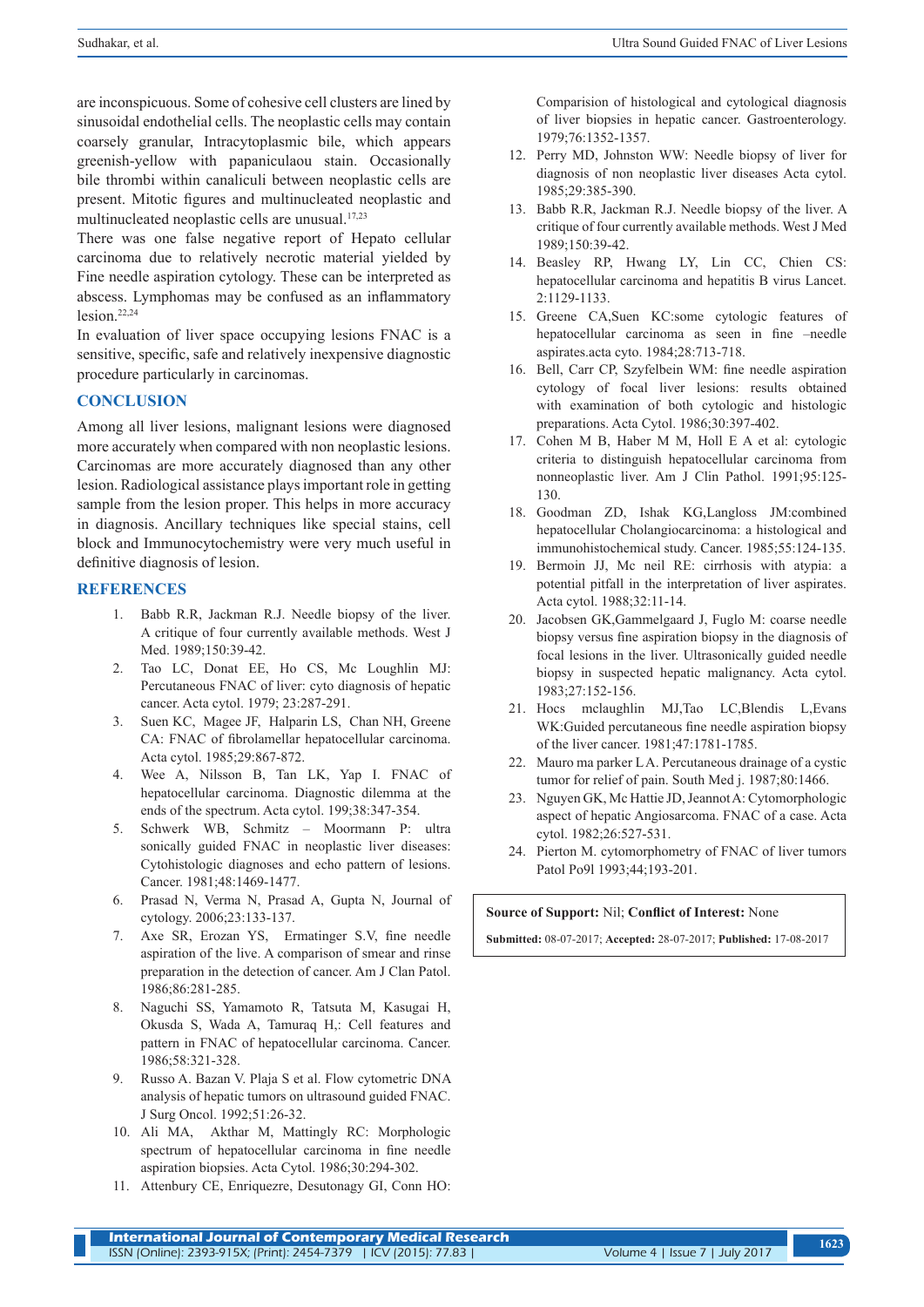are inconspicuous. Some of cohesive cell clusters are lined by sinusoidal endothelial cells. The neoplastic cells may contain coarsely granular, Intracytoplasmic bile, which appears greenish-yellow with papaniculaou stain. Occasionally bile thrombi within canaliculi between neoplastic cells are present. Mitotic figures and multinucleated neoplastic and multinucleated neoplastic cells are unusual.[17,23]

There was one false negative report of Hepato cellular carcinoma due to relatively necrotic material yielded by Fine needle aspiration cytology. These can be interpreted as abscess. Lymphomas may be confused as an inflammatory lesion.[22,24]

In evaluation of liver space occupying lesions FNAC is a sensitive, specific, safe and relatively inexpensive diagnostic procedure particularly in carcinomas.

## CONCLUSION

Among all liver lesions, malignant lesions were diagnosed more accurately when compared with non neoplastic lesions. Carcinomas are more accurately diagnosed than any other lesion. Radiological assistance plays important role in getting sample from the lesion proper. This helps in more accuracy in diagnosis. Ancillary techniques like special stains, cell block and Immunocytochemistry were very much useful in definitive diagnosis of lesion.

## REFERENCES

1. Babb R.R, Jackman R.J. Needle biopsy of the liver. A critique of four currently available methods. West J Med. 1989;150:39-42.
2. Tao LC, Donat EE, Ho CS, Mc Loughlin MJ: Percutaneous FNAC of liver: cyto diagnosis of hepatic cancer. Acta cytol. 1979; 23:287-291.
3. Suen KC, Magee JF, Halparin LS, Chan NH, Greene CA: FNAC of fibrolamellar hepatocellular carcinoma. Acta cytol. 1985;29:867-872.
4. Wee A, Nilsson B, Tan LK, Yap I. FNAC of hepatocellular carcinoma. Diagnostic dilemma at the ends of the spectrum. Acta cytol. 199;38:347-354.
5. Schwerk WB, Schmitz – Moormann P: ultra sonically guided FNAC in neoplastic liver diseases: Cytohistologic diagnoses and echo pattern of lesions. Cancer. 1981;48:1469-1477.
6. Prasad N, Verma N, Prasad A, Gupta N, Journal of cytology. 2006;23:133-137.
7. Axe SR, Erozan YS, Ermatinger S.V, fine needle aspiration of the live. A comparison of smear and rinse preparation in the detection of cancer. Am J Clan Patol. 1986;86:281-285.
8. Naguchi SS, Yamamoto R, Tatsuta M, Kasugai H, Okusda S, Wada A, Tamuraq H,: Cell features and pattern in FNAC of hepatocellular carcinoma. Cancer. 1986;58:321-328.
9. Russo A. Bazan V. Plaja S et al. Flow cytometric DNA analysis of hepatic tumors on ultrasound guided FNAC. J Surg Oncol. 1992;51:26-32.
10. Ali MA, Akthar M, Mattingly RC: Morphologic spectrum of hepatocellular carcinoma in fine needle aspiration biopsies. Acta Cytol. 1986;30:294-302.
11. Attenbury CE, Enriquezre, Desutonagy GI, Conn HO: Comparision of histological and cytological diagnosis of liver biopsies in hepatic cancer. Gastroenterology. 1979;76:1352-1357.
12. Perry MD, Johnston WW: Needle biopsy of liver for diagnosis of non neoplastic liver diseases Acta cytol. 1985;29:385-390.
13. Babb R.R, Jackman R.J. Needle biopsy of the liver. A critique of four currently available methods. West J Med 1989;150:39-42.
14. Beasley RP, Hwang LY, Lin CC, Chien CS: hepatocellular carcinoma and hepatitis B virus Lancet. 2:1129-1133.
15. Greene CA,Suen KC:some cytologic features of hepatocellular carcinoma as seen in fine –needle aspirates.acta cyto. 1984;28:713-718.
16. Bell, Carr CP, Szyfelbein WM: fine needle aspiration cytology of focal liver lesions: results obtained with examination of both cytologic and histologic preparations. Acta Cytol. 1986;30:397-402.
17. Cohen M B, Haber M M, Holl E A et al: cytologic criteria to distinguish hepatocellular carcinoma from nonneoplastic liver. Am J Clin Pathol. 1991;95:125-130.
18. Goodman ZD, Ishak KG,Langloss JM:combined hepatocellular Cholangiocarcinoma: a histological and immunohistochemical study. Cancer. 1985;55:124-135.
19. Bermoin JJ, Mc neil RE: cirrhosis with atypia: a potential pitfall in the interpretation of liver aspirates. Acta cytol. 1988;32:11-14.
20. Jacobsen GK,Gammelgaard J, Fuglo M: coarse needle biopsy versus fine aspiration biopsy in the diagnosis of focal lesions in the liver. Ultrasonically guided needle biopsy in suspected hepatic malignancy. Acta cytol. 1983;27:152-156.
21. Hocs mclaughlin MJ,Tao LC,Blendis L,Evans WK:Guided percutaneous fine needle aspiration biopsy of the liver cancer. 1981;47:1781-1785.
22. Mauro ma parker L A. Percutaneous drainage of a cystic tumor for relief of pain. South Med j. 1987;80:1466.
23. Nguyen GK, Mc Hattie JD, Jeannot A: Cytomorphologic aspect of hepatic Angiosarcoma. FNAC of a case. Acta cytol. 1982;26:527-531.
24. Pierton M. cytomorphometry of FNAC of liver tumors Patol Po9l 1993;44;193-201.

**Source of Support:** Nil; **Conflict of Interest:** None

**Submitted:** 08-07-2017; **Accepted:** 28-07-2017; **Published:** 17-08-2017